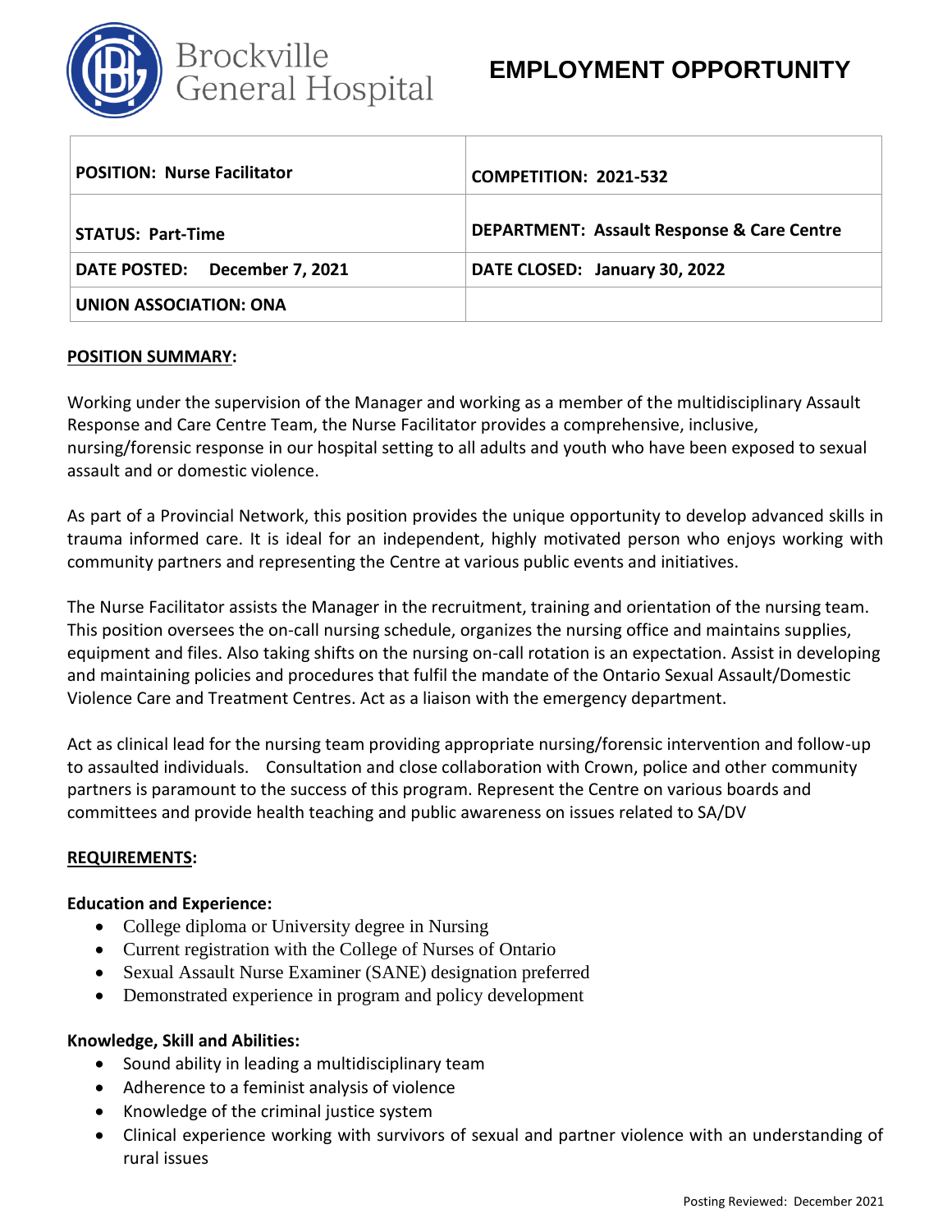Brockville General Hospital

# EMPLOYMENT OPPORTUNITY

| POSITION: Nurse Facilitator | COMPETITION: 2021-532 |
|---|---|
| STATUS: Part-Time | DEPARTMENT: Assault Response & Care Centre |
| DATE POSTED: December 7, 2021 | DATE CLOSED: January 30, 2022 |
| UNION ASSOCIATION: ONA | |

## POSITION SUMMARY:

Working under the supervision of the Manager and working as a member of the multidisciplinary Assault Response and Care Centre Team, the Nurse Facilitator provides a comprehensive, inclusive, nursing/forensic response in our hospital setting to all adults and youth who have been exposed to sexual assault and or domestic violence.

As part of a Provincial Network, this position provides the unique opportunity to develop advanced skills in trauma informed care. It is ideal for an independent, highly motivated person who enjoys working with community partners and representing the Centre at various public events and initiatives.

The Nurse Facilitator assists the Manager in the recruitment, training and orientation of the nursing team. This position oversees the on-call nursing schedule, organizes the nursing office and maintains supplies, equipment and files. Also taking shifts on the nursing on-call rotation is an expectation. Assist in developing and maintaining policies and procedures that fulfil the mandate of the Ontario Sexual Assault/Domestic Violence Care and Treatment Centres. Act as a liaison with the emergency department.

Act as clinical lead for the nursing team providing appropriate nursing/forensic intervention and follow-up to assaulted individuals. Consultation and close collaboration with Crown, police and other community partners is paramount to the success of this program. Represent the Centre on various boards and committees and provide health teaching and public awareness on issues related to SA/DV

## REQUIREMENTS:

### Education and Experience:

- College diploma or University degree in Nursing
- Current registration with the College of Nurses of Ontario
- Sexual Assault Nurse Examiner (SANE) designation preferred
- Demonstrated experience in program and policy development

### Knowledge, Skill and Abilities:

- Sound ability in leading a multidisciplinary team
- Adherence to a feminist analysis of violence
- Knowledge of the criminal justice system
- Clinical experience working with survivors of sexual and partner violence with an understanding of rural issues

Posting Reviewed: December 2021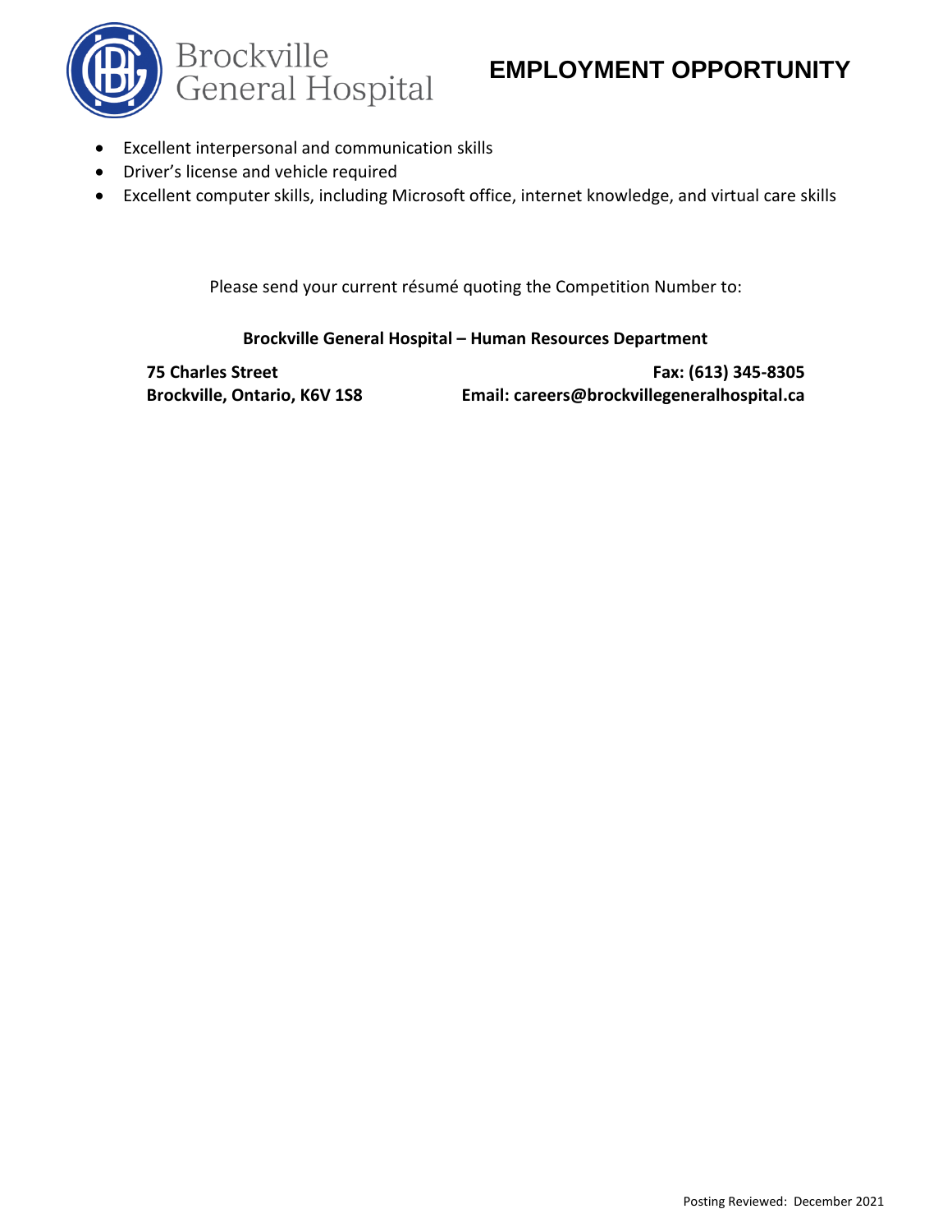- Excellent interpersonal and communication skills
- Driver's license and vehicle required
- Excellent computer skills, including Microsoft office, internet knowledge, and virtual care skills

Please send your current résumé quoting the Competition Number to:

**Brockville General Hospital – Human Resources Department**

**75 Charles Street**
**Brockville, Ontario, K6V 1S8**

**Fax: (613) 345-8305**
**Email: careers@brockvillegeneralhospital.ca**

Posting Reviewed: December 2021